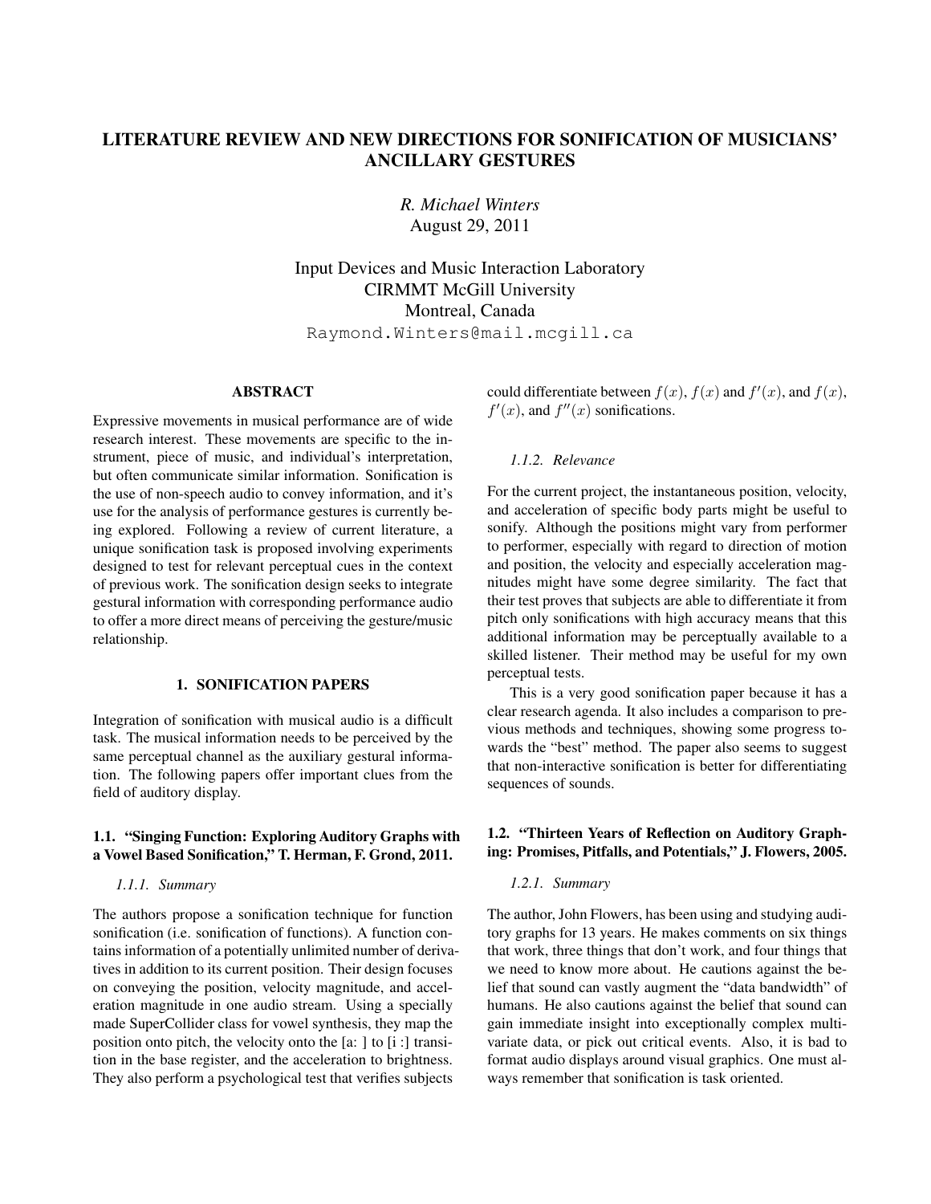# LITERATURE REVIEW AND NEW DIRECTIONS FOR SONIFICATION OF MUSICIANS' ANCILLARY GESTURES

*R. Michael Winters*
August 29, 2011

Input Devices and Music Interaction Laboratory
CIRMMT McGill University
Montreal, Canada
Raymond.Winters@mail.mcgill.ca

## ABSTRACT

Expressive movements in musical performance are of wide research interest. These movements are specific to the instrument, piece of music, and individual's interpretation, but often communicate similar information. Sonification is the use of non-speech audio to convey information, and it's use for the analysis of performance gestures is currently being explored. Following a review of current literature, a unique sonification task is proposed involving experiments designed to test for relevant perceptual cues in the context of previous work. The sonification design seeks to integrate gestural information with corresponding performance audio to offer a more direct means of perceiving the gesture/music relationship.

## 1. SONIFICATION PAPERS

Integration of sonification with musical audio is a difficult task. The musical information needs to be perceived by the same perceptual channel as the auxiliary gestural information. The following papers offer important clues from the field of auditory display.

### 1.1. "Singing Function: Exploring Auditory Graphs with a Vowel Based Sonification," T. Herman, F. Grond, 2011.

#### *1.1.1. Summary*

The authors propose a sonification technique for function sonification (i.e. sonification of functions). A function contains information of a potentially unlimited number of derivatives in addition to its current position. Their design focuses on conveying the position, velocity magnitude, and acceleration magnitude in one audio stream. Using a specially made SuperCollider class for vowel synthesis, they map the position onto pitch, the velocity onto the [a: ] to [i :] transition in the base register, and the acceleration to brightness. They also perform a psychological test that verifies subjects could differentiate between $f(x)$, $f(x)$ and $f'(x)$, and $f(x)$, $f'(x)$, and $f''(x)$ sonifications.

#### *1.1.2. Relevance*

For the current project, the instantaneous position, velocity, and acceleration of specific body parts might be useful to sonify. Although the positions might vary from performer to performer, especially with regard to direction of motion and position, the velocity and especially acceleration magnitudes might have some degree similarity. The fact that their test proves that subjects are able to differentiate it from pitch only sonifications with high accuracy means that this additional information may be perceptually available to a skilled listener. Their method may be useful for my own perceptual tests.

This is a very good sonification paper because it has a clear research agenda. It also includes a comparison to previous methods and techniques, showing some progress towards the "best" method. The paper also seems to suggest that non-interactive sonification is better for differentiating sequences of sounds.

### 1.2. "Thirteen Years of Reflection on Auditory Graphing: Promises, Pitfalls, and Potentials," J. Flowers, 2005.

#### *1.2.1. Summary*

The author, John Flowers, has been using and studying auditory graphs for 13 years. He makes comments on six things that work, three things that don't work, and four things that we need to know more about. He cautions against the belief that sound can vastly augment the "data bandwidth" of humans. He also cautions against the belief that sound can gain immediate insight into exceptionally complex multivariate data, or pick out critical events. Also, it is bad to format audio displays around visual graphics. One must always remember that sonification is task oriented.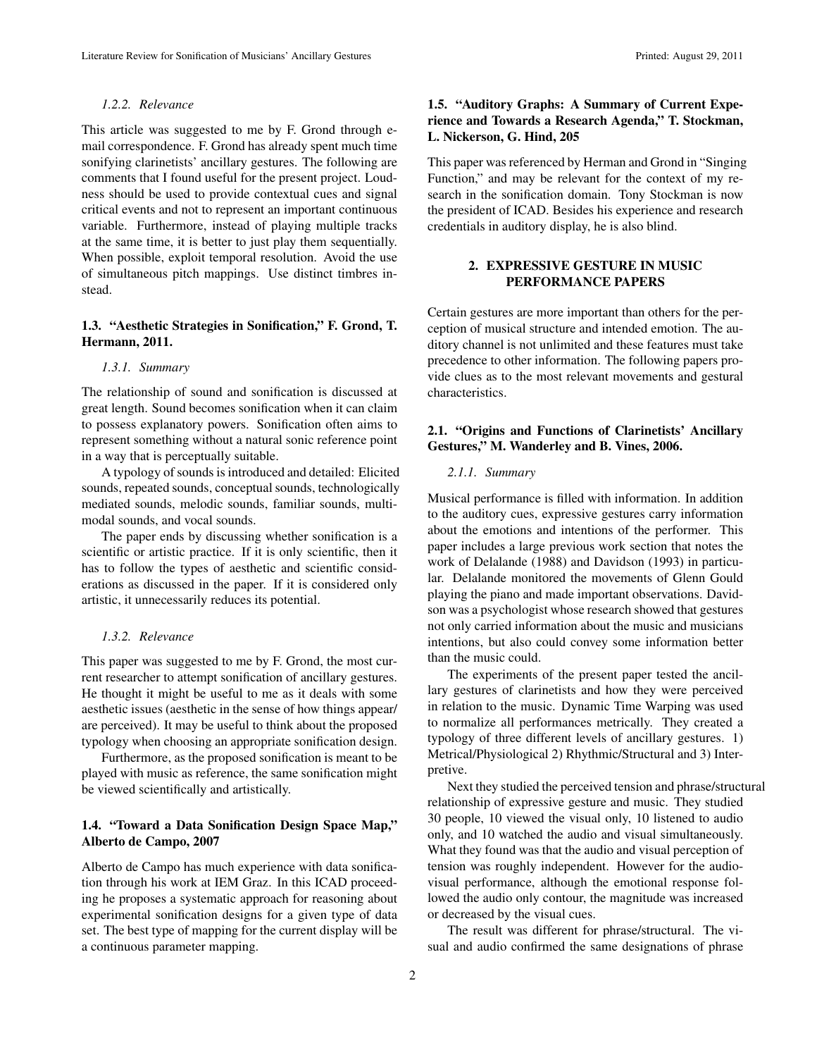#### 1.2.2. Relevance

This article was suggested to me by F. Grond through e-mail correspondence. F. Grond has already spent much time sonifying clarinetists' ancillary gestures. The following are comments that I found useful for the present project. Loudness should be used to provide contextual cues and signal critical events and not to represent an important continuous variable. Furthermore, instead of playing multiple tracks at the same time, it is better to just play them sequentially. When possible, exploit temporal resolution. Avoid the use of simultaneous pitch mappings. Use distinct timbres instead.

### 1.3. "Aesthetic Strategies in Sonification," F. Grond, T. Hermann, 2011.

#### 1.3.1. Summary

The relationship of sound and sonification is discussed at great length. Sound becomes sonification when it can claim to possess explanatory powers. Sonification often aims to represent something without a natural sonic reference point in a way that is perceptually suitable.

A typology of sounds is introduced and detailed: Elicited sounds, repeated sounds, conceptual sounds, technologically mediated sounds, melodic sounds, familiar sounds, multimodal sounds, and vocal sounds.

The paper ends by discussing whether sonification is a scientific or artistic practice. If it is only scientific, then it has to follow the types of aesthetic and scientific considerations as discussed in the paper. If it is considered only artistic, it unnecessarily reduces its potential.

#### 1.3.2. Relevance

This paper was suggested to me by F. Grond, the most current researcher to attempt sonification of ancillary gestures. He thought it might be useful to me as it deals with some aesthetic issues (aesthetic in the sense of how things appear/ are perceived). It may be useful to think about the proposed typology when choosing an appropriate sonification design.

Furthermore, as the proposed sonification is meant to be played with music as reference, the same sonification might be viewed scientifically and artistically.

### 1.4. "Toward a Data Sonification Design Space Map," Alberto de Campo, 2007

Alberto de Campo has much experience with data sonification through his work at IEM Graz. In this ICAD proceeding he proposes a systematic approach for reasoning about experimental sonification designs for a given type of data set. The best type of mapping for the current display will be a continuous parameter mapping.

### 1.5. "Auditory Graphs: A Summary of Current Experience and Towards a Research Agenda," T. Stockman, L. Nickerson, G. Hind, 205

This paper was referenced by Herman and Grond in "Singing Function," and may be relevant for the context of my research in the sonification domain. Tony Stockman is now the president of ICAD. Besides his experience and research credentials in auditory display, he is also blind.

## 2. EXPRESSIVE GESTURE IN MUSIC PERFORMANCE PAPERS

Certain gestures are more important than others for the perception of musical structure and intended emotion. The auditory channel is not unlimited and these features must take precedence to other information. The following papers provide clues as to the most relevant movements and gestural characteristics.

### 2.1. "Origins and Functions of Clarinetists' Ancillary Gestures," M. Wanderley and B. Vines, 2006.

#### 2.1.1. Summary

Musical performance is filled with information. In addition to the auditory cues, expressive gestures carry information about the emotions and intentions of the performer. This paper includes a large previous work section that notes the work of Delalande (1988) and Davidson (1993) in particular. Delalande monitored the movements of Glenn Gould playing the piano and made important observations. Davidson was a psychologist whose research showed that gestures not only carried information about the music and musicians intentions, but also could convey some information better than the music could.

The experiments of the present paper tested the ancillary gestures of clarinetists and how they were perceived in relation to the music. Dynamic Time Warping was used to normalize all performances metrically. They created a typology of three different levels of ancillary gestures. 1) Metrical/Physiological 2) Rhythmic/Structural and 3) Interpretive.

Next they studied the perceived tension and phrase/structural relationship of expressive gesture and music. They studied 30 people, 10 viewed the visual only, 10 listened to audio only, and 10 watched the audio and visual simultaneously. What they found was that the audio and visual perception of tension was roughly independent. However for the audio-visual performance, although the emotional response followed the audio only contour, the magnitude was increased or decreased by the visual cues.

The result was different for phrase/structural. The visual and audio confirmed the same designations of phrase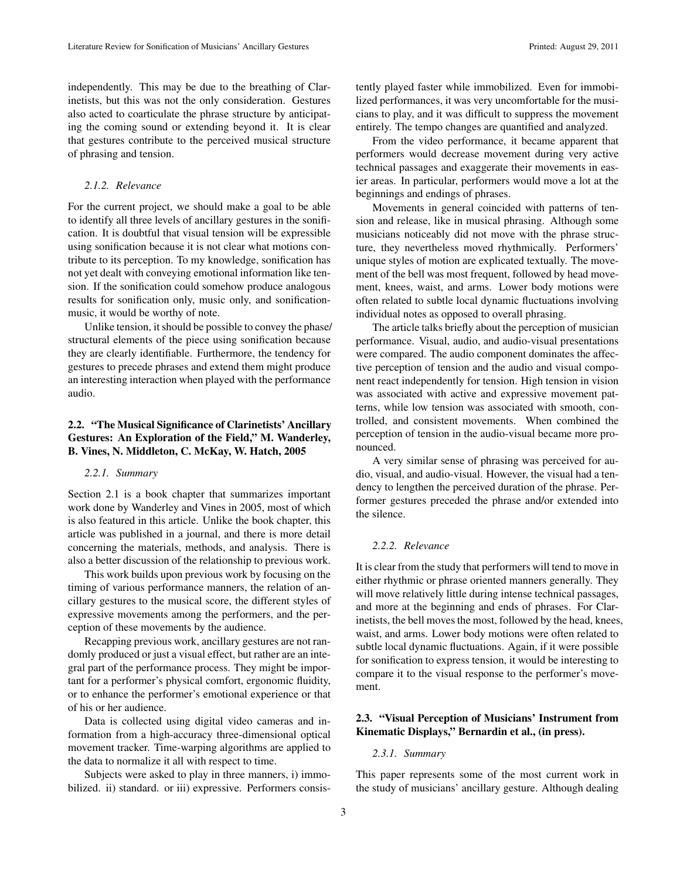independently. This may be due to the breathing of Clarinetists, but this was not the only consideration. Gestures also acted to coarticulate the phrase structure by anticipating the coming sound or extending beyond it. It is clear that gestures contribute to the perceived musical structure of phrasing and tension.

#### *2.1.2. Relevance*

For the current project, we should make a goal to be able to identify all three levels of ancillary gestures in the sonification. It is doubtful that visual tension will be expressible using sonification because it is not clear what motions contribute to its perception. To my knowledge, sonification has not yet dealt with conveying emotional information like tension. If the sonification could somehow produce analogous results for sonification only, music only, and sonification-music, it would be worthy of note.

Unlike tension, it should be possible to convey the phase/ structural elements of the piece using sonification because they are clearly identifiable. Furthermore, the tendency for gestures to precede phrases and extend them might produce an interesting interaction when played with the performance audio.

### 2.2. "The Musical Significance of Clarinetists' Ancillary Gestures: An Exploration of the Field," M. Wanderley, B. Vines, N. Middleton, C. McKay, W. Hatch, 2005

#### *2.2.1. Summary*

Section 2.1 is a book chapter that summarizes important work done by Wanderley and Vines in 2005, most of which is also featured in this article. Unlike the book chapter, this article was published in a journal, and there is more detail concerning the materials, methods, and analysis. There is also a better discussion of the relationship to previous work.

This work builds upon previous work by focusing on the timing of various performance manners, the relation of ancillary gestures to the musical score, the different styles of expressive movements among the performers, and the perception of these movements by the audience.

Recapping previous work, ancillary gestures are not randomly produced or just a visual effect, but rather are an integral part of the performance process. They might be important for a performer's physical comfort, ergonomic fluidity, or to enhance the performer's emotional experience or that of his or her audience.

Data is collected using digital video cameras and information from a high-accuracy three-dimensional optical movement tracker. Time-warping algorithms are applied to the data to normalize it all with respect to time.

Subjects were asked to play in three manners, i) immobilized. ii) standard. or iii) expressive. Performers consistently played faster while immobilized. Even for immobilized performances, it was very uncomfortable for the musicians to play, and it was difficult to suppress the movement entirely. The tempo changes are quantified and analyzed.

From the video performance, it became apparent that performers would decrease movement during very active technical passages and exaggerate their movements in easier areas. In particular, performers would move a lot at the beginnings and endings of phrases.

Movements in general coincided with patterns of tension and release, like in musical phrasing. Although some musicians noticeably did not move with the phrase structure, they nevertheless moved rhythmically. Performers' unique styles of motion are explicated textually. The movement of the bell was most frequent, followed by head movement, knees, waist, and arms. Lower body motions were often related to subtle local dynamic fluctuations involving individual notes as opposed to overall phrasing.

The article talks briefly about the perception of musician performance. Visual, audio, and audio-visual presentations were compared. The audio component dominates the affective perception of tension and the audio and visual component react independently for tension. High tension in vision was associated with active and expressive movement patterns, while low tension was associated with smooth, controlled, and consistent movements. When combined the perception of tension in the audio-visual became more pronounced.

A very similar sense of phrasing was perceived for audio, visual, and audio-visual. However, the visual had a tendency to lengthen the perceived duration of the phrase. Performer gestures preceded the phrase and/or extended into the silence.

#### *2.2.2. Relevance*

It is clear from the study that performers will tend to move in either rhythmic or phrase oriented manners generally. They will move relatively little during intense technical passages, and more at the beginning and ends of phrases. For Clarinetists, the bell moves the most, followed by the head, knees, waist, and arms. Lower body motions were often related to subtle local dynamic fluctuations. Again, if it were possible for sonification to express tension, it would be interesting to compare it to the visual response to the performer's movement.

### 2.3. "Visual Perception of Musicians' Instrument from Kinematic Displays," Bernardin et al., (in press).

#### *2.3.1. Summary*

This paper represents some of the most current work in the study of musicians' ancillary gesture. Although dealing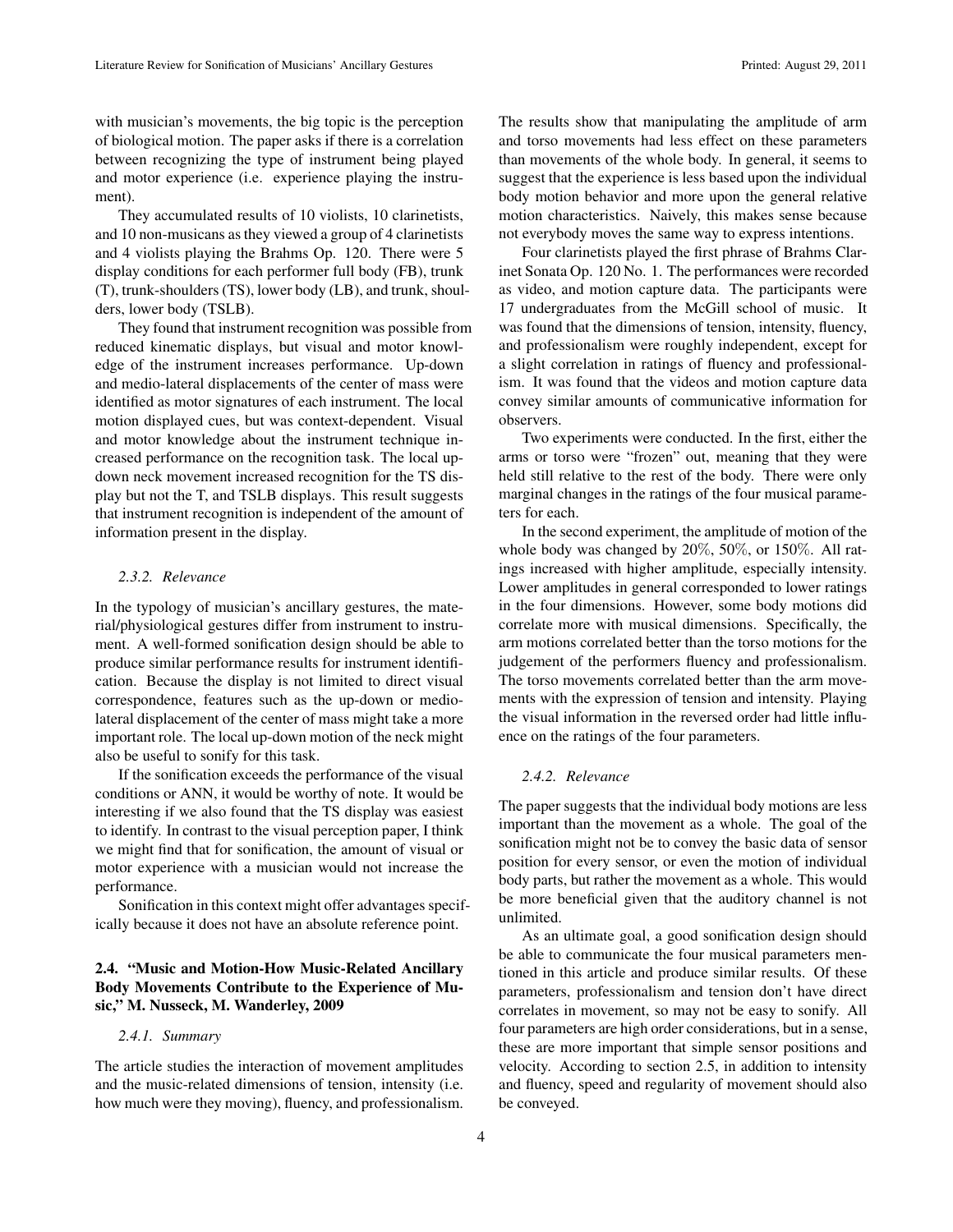with musician's movements, the big topic is the perception of biological motion. The paper asks if there is a correlation between recognizing the type of instrument being played and motor experience (i.e. experience playing the instrument).

They accumulated results of 10 violists, 10 clarinetists, and 10 non-musicans as they viewed a group of 4 clarinetists and 4 violists playing the Brahms Op. 120. There were 5 display conditions for each performer full body (FB), trunk (T), trunk-shoulders (TS), lower body (LB), and trunk, shoulders, lower body (TSLB).

They found that instrument recognition was possible from reduced kinematic displays, but visual and motor knowledge of the instrument increases performance. Up-down and medio-lateral displacements of the center of mass were identified as motor signatures of each instrument. The local motion displayed cues, but was context-dependent. Visual and motor knowledge about the instrument technique increased performance on the recognition task. The local up-down neck movement increased recognition for the TS display but not the T, and TSLB displays. This result suggests that instrument recognition is independent of the amount of information present in the display.

#### *2.3.2. Relevance*

In the typology of musician's ancillary gestures, the material/physiological gestures differ from instrument to instrument. A well-formed sonification design should be able to produce similar performance results for instrument identification. Because the display is not limited to direct visual correspondence, features such as the up-down or medio-lateral displacement of the center of mass might take a more important role. The local up-down motion of the neck might also be useful to sonify for this task.

If the sonification exceeds the performance of the visual conditions or ANN, it would be worthy of note. It would be interesting if we also found that the TS display was easiest to identify. In contrast to the visual perception paper, I think we might find that for sonification, the amount of visual or motor experience with a musician would not increase the performance.

Sonification in this context might offer advantages specifically because it does not have an absolute reference point.

### 2.4. "Music and Motion-How Music-Related Ancillary Body Movements Contribute to the Experience of Music," M. Nusseck, M. Wanderley, 2009

#### *2.4.1. Summary*

The article studies the interaction of movement amplitudes and the music-related dimensions of tension, intensity (i.e. how much were they moving), fluency, and professionalism. The results show that manipulating the amplitude of arm and torso movements had less effect on these parameters than movements of the whole body. In general, it seems to suggest that the experience is less based upon the individual body motion behavior and more upon the general relative motion characteristics. Naively, this makes sense because not everybody moves the same way to express intentions.

Four clarinetists played the first phrase of Brahms Clarinet Sonata Op. 120 No. 1. The performances were recorded as video, and motion capture data. The participants were 17 undergraduates from the McGill school of music. It was found that the dimensions of tension, intensity, fluency, and professionalism were roughly independent, except for a slight correlation in ratings of fluency and professionalism. It was found that the videos and motion capture data convey similar amounts of communicative information for observers.

Two experiments were conducted. In the first, either the arms or torso were "frozen" out, meaning that they were held still relative to the rest of the body. There were only marginal changes in the ratings of the four musical parameters for each.

In the second experiment, the amplitude of motion of the whole body was changed by 20%, 50%, or 150%. All ratings increased with higher amplitude, especially intensity. Lower amplitudes in general corresponded to lower ratings in the four dimensions. However, some body motions did correlate more with musical dimensions. Specifically, the arm motions correlated better than the torso motions for the judgement of the performers fluency and professionalism. The torso movements correlated better than the arm movements with the expression of tension and intensity. Playing the visual information in the reversed order had little influence on the ratings of the four parameters.

#### *2.4.2. Relevance*

The paper suggests that the individual body motions are less important than the movement as a whole. The goal of the sonification might not be to convey the basic data of sensor position for every sensor, or even the motion of individual body parts, but rather the movement as a whole. This would be more beneficial given that the auditory channel is not unlimited.

As an ultimate goal, a good sonification design should be able to communicate the four musical parameters mentioned in this article and produce similar results. Of these parameters, professionalism and tension don't have direct correlates in movement, so may not be easy to sonify. All four parameters are high order considerations, but in a sense, these are more important that simple sensor positions and velocity. According to section 2.5, in addition to intensity and fluency, speed and regularity of movement should also be conveyed.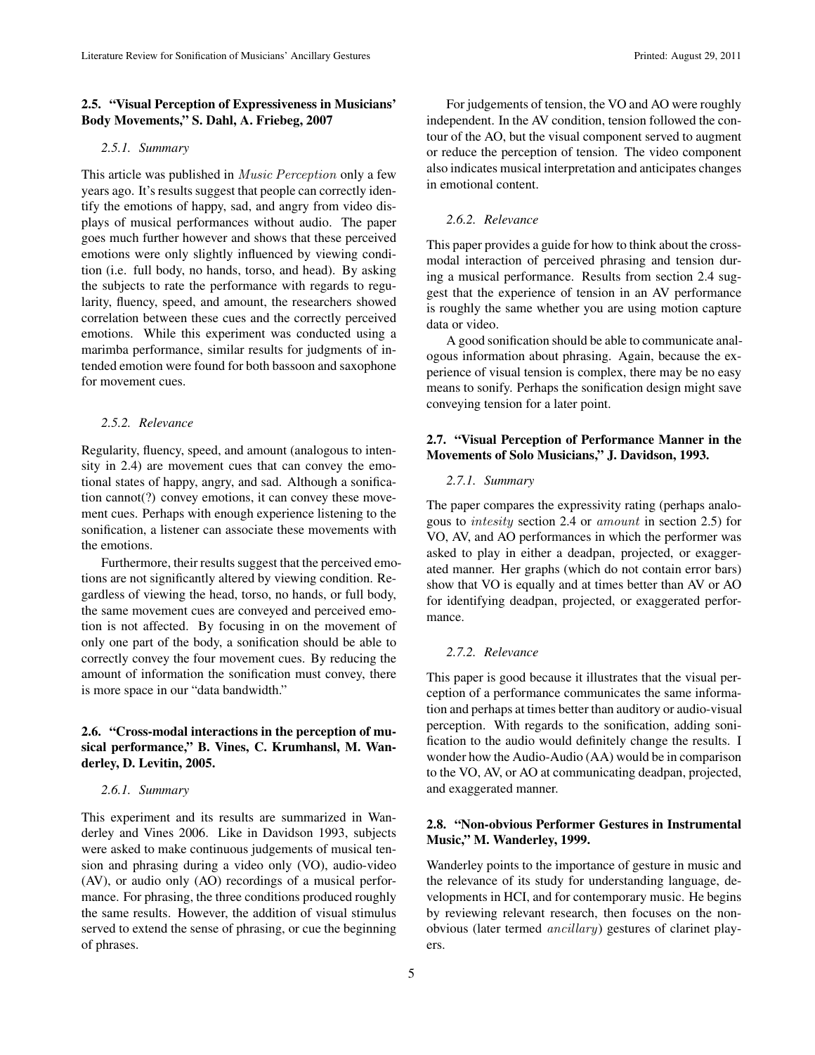## 2.5. "Visual Perception of Expressiveness in Musicians' Body Movements," S. Dahl, A. Friebeg, 2007

### 2.5.1. Summary

This article was published in *Music Perception* only a few years ago. It's results suggest that people can correctly identify the emotions of happy, sad, and angry from video displays of musical performances without audio. The paper goes much further however and shows that these perceived emotions were only slightly influenced by viewing condition (i.e. full body, no hands, torso, and head). By asking the subjects to rate the performance with regards to regularity, fluency, speed, and amount, the researchers showed correlation between these cues and the correctly perceived emotions. While this experiment was conducted using a marimba performance, similar results for judgments of intended emotion were found for both bassoon and saxophone for movement cues.

### 2.5.2. Relevance

Regularity, fluency, speed, and amount (analogous to intensity in 2.4) are movement cues that can convey the emotional states of happy, angry, and sad. Although a sonification cannot(?) convey emotions, it can convey these movement cues. Perhaps with enough experience listening to the sonification, a listener can associate these movements with the emotions.

Furthermore, their results suggest that the perceived emotions are not significantly altered by viewing condition. Regardless of viewing the head, torso, no hands, or full body, the same movement cues are conveyed and perceived emotion is not affected. By focusing in on the movement of only one part of the body, a sonification should be able to correctly convey the four movement cues. By reducing the amount of information the sonification must convey, there is more space in our "data bandwidth."

## 2.6. "Cross-modal interactions in the perception of musical performance," B. Vines, C. Krumhansl, M. Wanderley, D. Levitin, 2005.

### 2.6.1. Summary

This experiment and its results are summarized in Wanderley and Vines 2006. Like in Davidson 1993, subjects were asked to make continuous judgements of musical tension and phrasing during a video only (VO), audio-video (AV), or audio only (AO) recordings of a musical performance. For phrasing, the three conditions produced roughly the same results. However, the addition of visual stimulus served to extend the sense of phrasing, or cue the beginning of phrases.

For judgements of tension, the VO and AO were roughly independent. In the AV condition, tension followed the contour of the AO, but the visual component served to augment or reduce the perception of tension. The video component also indicates musical interpretation and anticipates changes in emotional content.

### 2.6.2. Relevance

This paper provides a guide for how to think about the cross-modal interaction of perceived phrasing and tension during a musical performance. Results from section 2.4 suggest that the experience of tension in an AV performance is roughly the same whether you are using motion capture data or video.

A good sonification should be able to communicate analogous information about phrasing. Again, because the experience of visual tension is complex, there may be no easy means to sonify. Perhaps the sonification design might save conveying tension for a later point.

## 2.7. "Visual Perception of Performance Manner in the Movements of Solo Musicians," J. Davidson, 1993.

### 2.7.1. Summary

The paper compares the expressivity rating (perhaps analogous to *intesity* section 2.4 or *amount* in section 2.5) for VO, AV, and AO performances in which the performer was asked to play in either a deadpan, projected, or exaggerated manner. Her graphs (which do not contain error bars) show that VO is equally and at times better than AV or AO for identifying deadpan, projected, or exaggerated performance.

### 2.7.2. Relevance

This paper is good because it illustrates that the visual perception of a performance communicates the same information and perhaps at times better than auditory or audio-visual perception. With regards to the sonification, adding sonification to the audio would definitely change the results. I wonder how the Audio-Audio (AA) would be in comparison to the VO, AV, or AO at communicating deadpan, projected, and exaggerated manner.

## 2.8. "Non-obvious Performer Gestures in Instrumental Music," M. Wanderley, 1999.

Wanderley points to the importance of gesture in music and the relevance of its study for understanding language, developments in HCI, and for contemporary music. He begins by reviewing relevant research, then focuses on the non-obvious (later termed *ancillary*) gestures of clarinet players.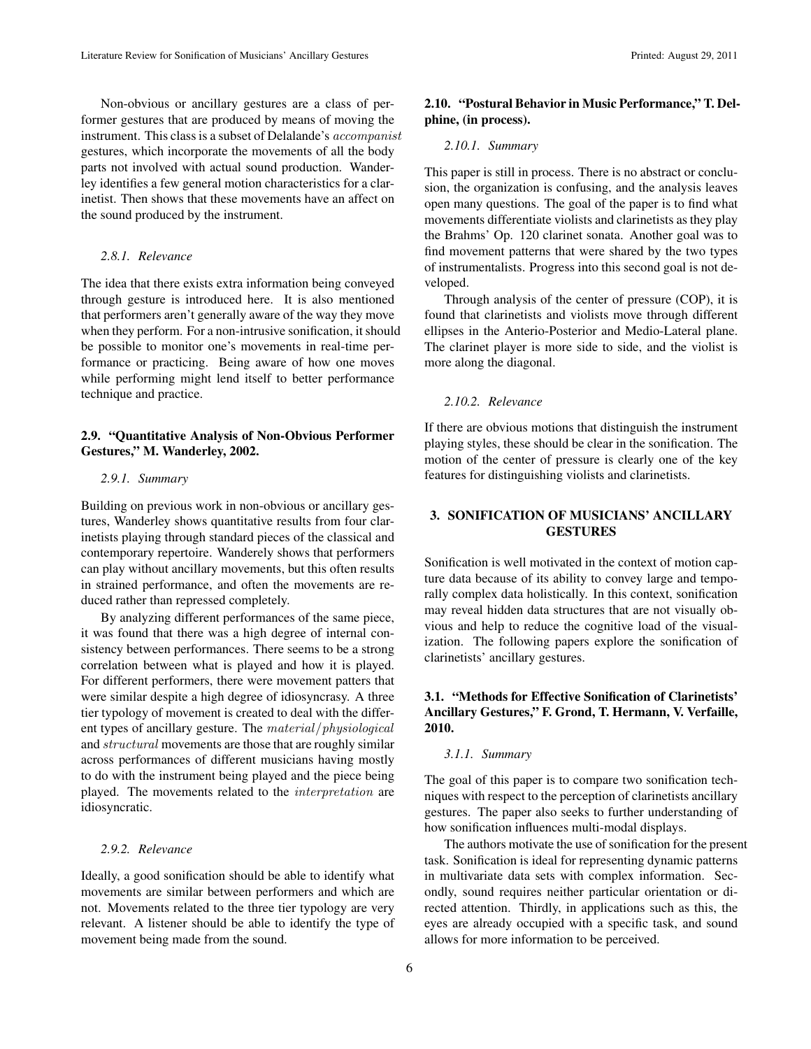Non-obvious or ancillary gestures are a class of performer gestures that are produced by means of moving the instrument. This class is a subset of Delalande's *accompanist* gestures, which incorporate the movements of all the body parts not involved with actual sound production. Wanderley identifies a few general motion characteristics for a clarinetist. Then shows that these movements have an affect on the sound produced by the instrument.

#### 2.8.1. Relevance

The idea that there exists extra information being conveyed through gesture is introduced here. It is also mentioned that performers aren't generally aware of the way they move when they perform. For a non-intrusive sonification, it should be possible to monitor one's movements in real-time performance or practicing. Being aware of how one moves while performing might lend itself to better performance technique and practice.

### 2.9. "Quantitative Analysis of Non-Obvious Performer Gestures," M. Wanderley, 2002.

#### 2.9.1. Summary

Building on previous work in non-obvious or ancillary gestures, Wanderley shows quantitative results from four clarinetists playing through standard pieces of the classical and contemporary repertoire. Wanderely shows that performers can play without ancillary movements, but this often results in strained performance, and often the movements are reduced rather than repressed completely.

By analyzing different performances of the same piece, it was found that there was a high degree of internal consistency between performances. There seems to be a strong correlation between what is played and how it is played. For different performers, there were movement patters that were similar despite a high degree of idiosyncrasy. A three tier typology of movement is created to deal with the different types of ancillary gesture. The *material/physiological* and *structural* movements are those that are roughly similar across performances of different musicians having mostly to do with the instrument being played and the piece being played. The movements related to the *interpretation* are idiosyncratic.

#### 2.9.2. Relevance

Ideally, a good sonification should be able to identify what movements are similar between performers and which are not. Movements related to the three tier typology are very relevant. A listener should be able to identify the type of movement being made from the sound.

### 2.10. "Postural Behavior in Music Performance," T. Delphine, (in process).

#### 2.10.1. Summary

This paper is still in process. There is no abstract or conclusion, the organization is confusing, and the analysis leaves open many questions. The goal of the paper is to find what movements differentiate violists and clarinetists as they play the Brahms' Op. 120 clarinet sonata. Another goal was to find movement patterns that were shared by the two types of instrumentalists. Progress into this second goal is not developed.

Through analysis of the center of pressure (COP), it is found that clarinetists and violists move through different ellipses in the Anterio-Posterior and Medio-Lateral plane. The clarinet player is more side to side, and the violist is more along the diagonal.

#### 2.10.2. Relevance

If there are obvious motions that distinguish the instrument playing styles, these should be clear in the sonification. The motion of the center of pressure is clearly one of the key features for distinguishing violists and clarinetists.

## 3. SONIFICATION OF MUSICIANS' ANCILLARY GESTURES

Sonification is well motivated in the context of motion capture data because of its ability to convey large and temporally complex data holistically. In this context, sonification may reveal hidden data structures that are not visually obvious and help to reduce the cognitive load of the visualization. The following papers explore the sonification of clarinetists' ancillary gestures.

### 3.1. "Methods for Effective Sonification of Clarinetists' Ancillary Gestures," F. Grond, T. Hermann, V. Verfaille, 2010.

#### 3.1.1. Summary

The goal of this paper is to compare two sonification techniques with respect to the perception of clarinetists ancillary gestures. The paper also seeks to further understanding of how sonification influences multi-modal displays.

The authors motivate the use of sonification for the present task. Sonification is ideal for representing dynamic patterns in multivariate data sets with complex information. Secondly, sound requires neither particular orientation or directed attention. Thirdly, in applications such as this, the eyes are already occupied with a specific task, and sound allows for more information to be perceived.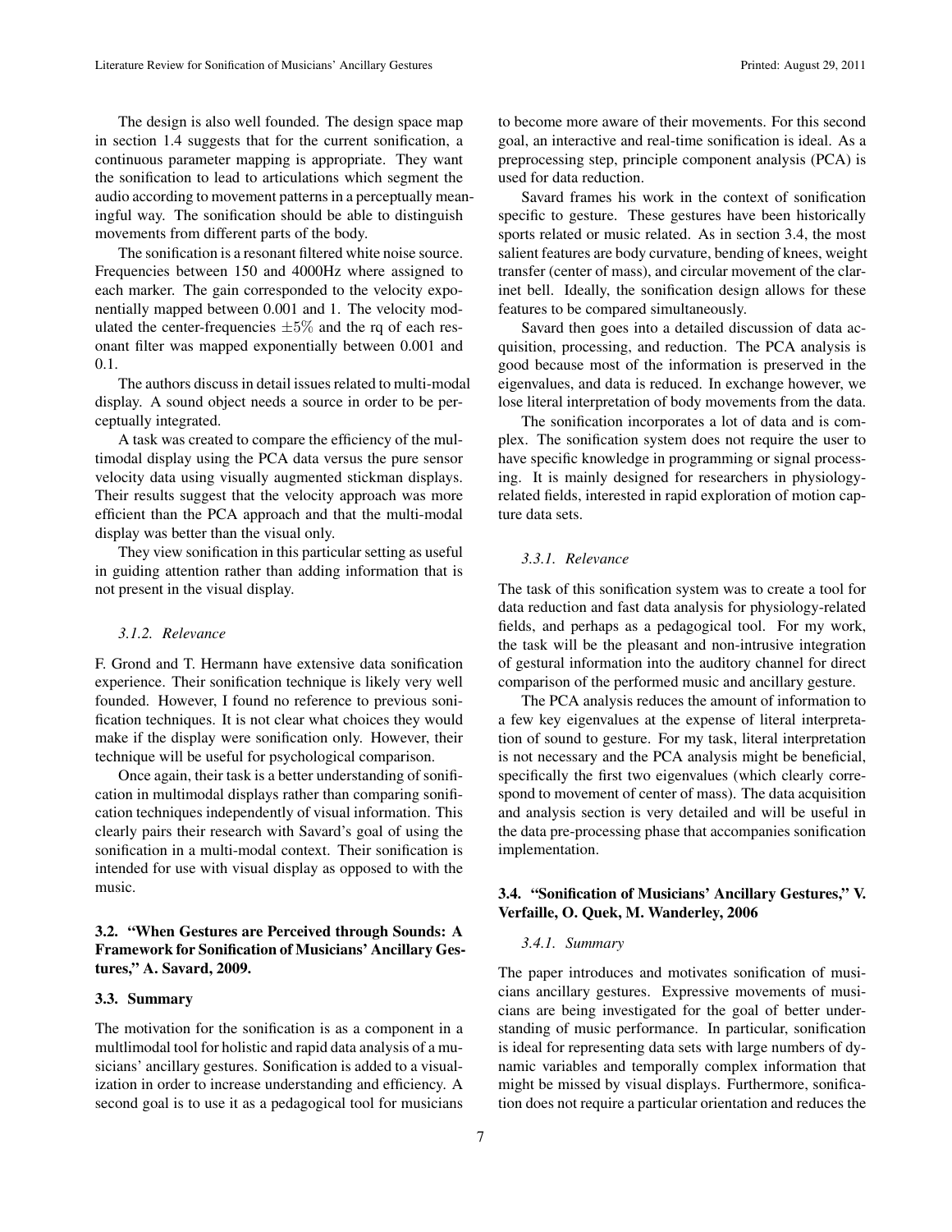The design is also well founded. The design space map in section 1.4 suggests that for the current sonification, a continuous parameter mapping is appropriate. They want the sonification to lead to articulations which segment the audio according to movement patterns in a perceptually meaningful way. The sonification should be able to distinguish movements from different parts of the body.

The sonification is a resonant filtered white noise source. Frequencies between 150 and 4000Hz where assigned to each marker. The gain corresponded to the velocity exponentially mapped between 0.001 and 1. The velocity modulated the center-frequencies $\pm 5\%$ and the rq of each resonant filter was mapped exponentially between 0.001 and 0.1.

The authors discuss in detail issues related to multi-modal display. A sound object needs a source in order to be perceptually integrated.

A task was created to compare the efficiency of the multimodal display using the PCA data versus the pure sensor velocity data using visually augmented stickman displays. Their results suggest that the velocity approach was more efficient than the PCA approach and that the multi-modal display was better than the visual only.

They view sonification in this particular setting as useful in guiding attention rather than adding information that is not present in the visual display.

#### 3.1.2. Relevance

F. Grond and T. Hermann have extensive data sonification experience. Their sonification technique is likely very well founded. However, I found no reference to previous sonification techniques. It is not clear what choices they would make if the display were sonification only. However, their technique will be useful for psychological comparison.

Once again, their task is a better understanding of sonification in multimodal displays rather than comparing sonification techniques independently of visual information. This clearly pairs their research with Savard's goal of using the sonification in a multi-modal context. Their sonification is intended for use with visual display as opposed to with the music.

### 3.2. "When Gestures are Perceived through Sounds: A Framework for Sonification of Musicians' Ancillary Gestures," A. Savard, 2009.

### 3.3. Summary

The motivation for the sonification is as a component in a multlimodal tool for holistic and rapid data analysis of a musicians' ancillary gestures. Sonification is added to a visualization in order to increase understanding and efficiency. A second goal is to use it as a pedagogical tool for musicians to become more aware of their movements. For this second goal, an interactive and real-time sonification is ideal. As a preprocessing step, principle component analysis (PCA) is used for data reduction.

Savard frames his work in the context of sonification specific to gesture. These gestures have been historically sports related or music related. As in section 3.4, the most salient features are body curvature, bending of knees, weight transfer (center of mass), and circular movement of the clarinet bell. Ideally, the sonification design allows for these features to be compared simultaneously.

Savard then goes into a detailed discussion of data acquisition, processing, and reduction. The PCA analysis is good because most of the information is preserved in the eigenvalues, and data is reduced. In exchange however, we lose literal interpretation of body movements from the data.

The sonification incorporates a lot of data and is complex. The sonification system does not require the user to have specific knowledge in programming or signal processing. It is mainly designed for researchers in physiology-related fields, interested in rapid exploration of motion capture data sets.

#### 3.3.1. Relevance

The task of this sonification system was to create a tool for data reduction and fast data analysis for physiology-related fields, and perhaps as a pedagogical tool. For my work, the task will be the pleasant and non-intrusive integration of gestural information into the auditory channel for direct comparison of the performed music and ancillary gesture.

The PCA analysis reduces the amount of information to a few key eigenvalues at the expense of literal interpretation of sound to gesture. For my task, literal interpretation is not necessary and the PCA analysis might be beneficial, specifically the first two eigenvalues (which clearly correspond to movement of center of mass). The data acquisition and analysis section is very detailed and will be useful in the data pre-processing phase that accompanies sonification implementation.

### 3.4. "Sonification of Musicians' Ancillary Gestures," V. Verfaille, O. Quek, M. Wanderley, 2006

#### 3.4.1. Summary

The paper introduces and motivates sonification of musicians ancillary gestures. Expressive movements of musicians are being investigated for the goal of better understanding of music performance. In particular, sonification is ideal for representing data sets with large numbers of dynamic variables and temporally complex information that might be missed by visual displays. Furthermore, sonification does not require a particular orientation and reduces the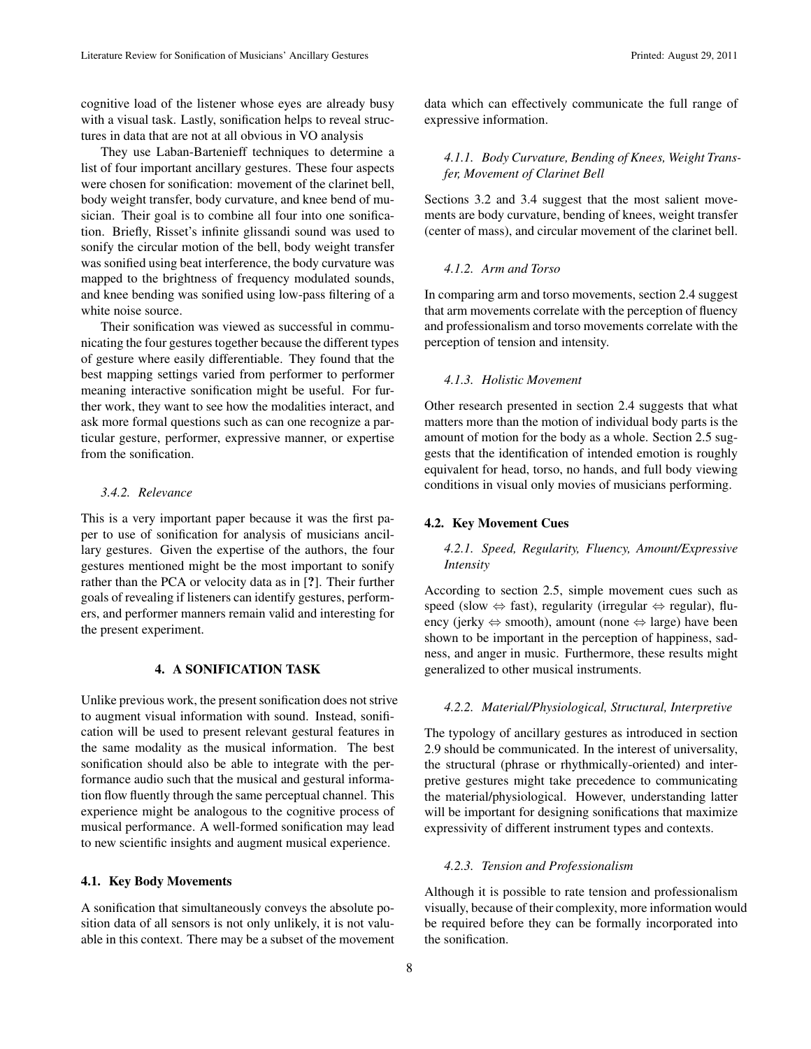cognitive load of the listener whose eyes are already busy with a visual task. Lastly, sonification helps to reveal structures in data that are not at all obvious in VO analysis

They use Laban-Bartenieff techniques to determine a list of four important ancillary gestures. These four aspects were chosen for sonification: movement of the clarinet bell, body weight transfer, body curvature, and knee bend of musician. Their goal is to combine all four into one sonification. Briefly, Risset's infinite glissandi sound was used to sonify the circular motion of the bell, body weight transfer was sonified using beat interference, the body curvature was mapped to the brightness of frequency modulated sounds, and knee bending was sonified using low-pass filtering of a white noise source.

Their sonification was viewed as successful in communicating the four gestures together because the different types of gesture where easily differentiable. They found that the best mapping settings varied from performer to performer meaning interactive sonification might be useful. For further work, they want to see how the modalities interact, and ask more formal questions such as can one recognize a particular gesture, performer, expressive manner, or expertise from the sonification.

#### *3.4.2. Relevance*

This is a very important paper because it was the first paper to use of sonification for analysis of musicians ancillary gestures. Given the expertise of the authors, the four gestures mentioned might be the most important to sonify rather than the PCA or velocity data as in [**?**]. Their further goals of revealing if listeners can identify gestures, performers, and performer manners remain valid and interesting for the present experiment.

## 4. A SONIFICATION TASK

Unlike previous work, the present sonification does not strive to augment visual information with sound. Instead, sonification will be used to present relevant gestural features in the same modality as the musical information. The best sonification should also be able to integrate with the performance audio such that the musical and gestural information flow fluently through the same perceptual channel. This experience might be analogous to the cognitive process of musical performance. A well-formed sonification may lead to new scientific insights and augment musical experience.

### 4.1. Key Body Movements

A sonification that simultaneously conveys the absolute position data of all sensors is not only unlikely, it is not valuable in this context. There may be a subset of the movement data which can effectively communicate the full range of expressive information.

#### *4.1.1. Body Curvature, Bending of Knees, Weight Transfer, Movement of Clarinet Bell*

Sections 3.2 and 3.4 suggest that the most salient movements are body curvature, bending of knees, weight transfer (center of mass), and circular movement of the clarinet bell.

#### *4.1.2. Arm and Torso*

In comparing arm and torso movements, section 2.4 suggest that arm movements correlate with the perception of fluency and professionalism and torso movements correlate with the perception of tension and intensity.

#### *4.1.3. Holistic Movement*

Other research presented in section 2.4 suggests that what matters more than the motion of individual body parts is the amount of motion for the body as a whole. Section 2.5 suggests that the identification of intended emotion is roughly equivalent for head, torso, no hands, and full body viewing conditions in visual only movies of musicians performing.

### 4.2. Key Movement Cues

#### *4.2.1. Speed, Regularity, Fluency, Amount/Expressive Intensity*

According to section 2.5, simple movement cues such as speed (slow $\Leftrightarrow$ fast), regularity (irregular $\Leftrightarrow$ regular), fluency (jerky $\Leftrightarrow$ smooth), amount (none $\Leftrightarrow$ large) have been shown to be important in the perception of happiness, sadness, and anger in music. Furthermore, these results might generalized to other musical instruments.

#### *4.2.2. Material/Physiological, Structural, Interpretive*

The typology of ancillary gestures as introduced in section 2.9 should be communicated. In the interest of universality, the structural (phrase or rhythmically-oriented) and interpretive gestures might take precedence to communicating the material/physiological. However, understanding latter will be important for designing sonifications that maximize expressivity of different instrument types and contexts.

#### *4.2.3. Tension and Professionalism*

Although it is possible to rate tension and professionalism visually, because of their complexity, more information would be required before they can be formally incorporated into the sonification.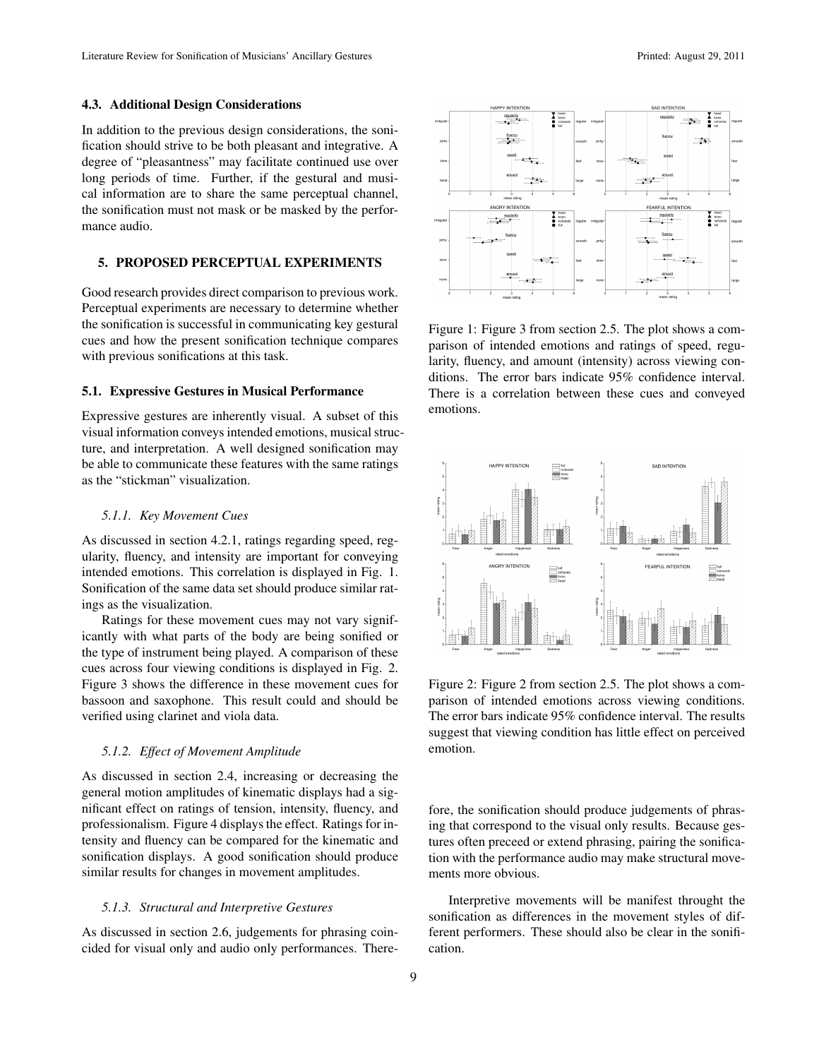### 4.3. Additional Design Considerations

In addition to the previous design considerations, the sonification should strive to be both pleasant and integrative. A degree of "pleasantness" may facilitate continued use over long periods of time. Further, if the gestural and musical information are to share the same perceptual channel, the sonification must not mask or be masked by the performance audio.

## 5. PROPOSED PERCEPTUAL EXPERIMENTS

Good research provides direct comparison to previous work. Perceptual experiments are necessary to determine whether the sonification is successful in communicating key gestural cues and how the present sonification technique compares with previous sonifications at this task.

### 5.1. Expressive Gestures in Musical Performance

Expressive gestures are inherently visual. A subset of this visual information conveys intended emotions, musical structure, and interpretation. A well designed sonification may be able to communicate these features with the same ratings as the "stickman" visualization.

#### *5.1.1. Key Movement Cues*

As discussed in section 4.2.1, ratings regarding speed, regularity, fluency, and intensity are important for conveying intended emotions. This correlation is displayed in Fig. 1. Sonification of the same data set should produce similar ratings as the visualization.

Ratings for these movement cues may not vary significantly with what parts of the body are being sonified or the type of instrument being played. A comparison of these cues across four viewing conditions is displayed in Fig. 2. Figure 3 shows the difference in these movement cues for bassoon and saxophone. This result could and should be verified using clarinet and viola data.

#### *5.1.2. Effect of Movement Amplitude*

As discussed in section 2.4, increasing or decreasing the general motion amplitudes of kinematic displays had a significant effect on ratings of tension, intensity, fluency, and professionalism. Figure 4 displays the effect. Ratings for intensity and fluency can be compared for the kinematic and sonification displays. A good sonification should produce similar results for changes in movement amplitudes.

#### *5.1.3. Structural and Interpretive Gestures*

As discussed in section 2.6, judgements for phrasing coincided for visual only and audio only performances. Therefore, the sonification should produce judgements of phrasing that correspond to the visual only results. Because gestures often preceed or extend phrasing, pairing the sonification with the performance audio may make structural movements more obvious.

Interpretive movements will be manifest throught the sonification as differences in the movement styles of different performers. These should also be clear in the sonification.

Figure 1: Figure 3 from section 2.5. The plot shows a comparison of intended emotions and ratings of speed, regularity, fluency, and amount (intensity) across viewing conditions. The error bars indicate 95% confidence interval. There is a correlation between these cues and conveyed emotions.

Figure 2: Figure 2 from section 2.5. The plot shows a comparison of intended emotions across viewing conditions. The error bars indicate 95% confidence interval. The results suggest that viewing condition has little effect on perceived emotion.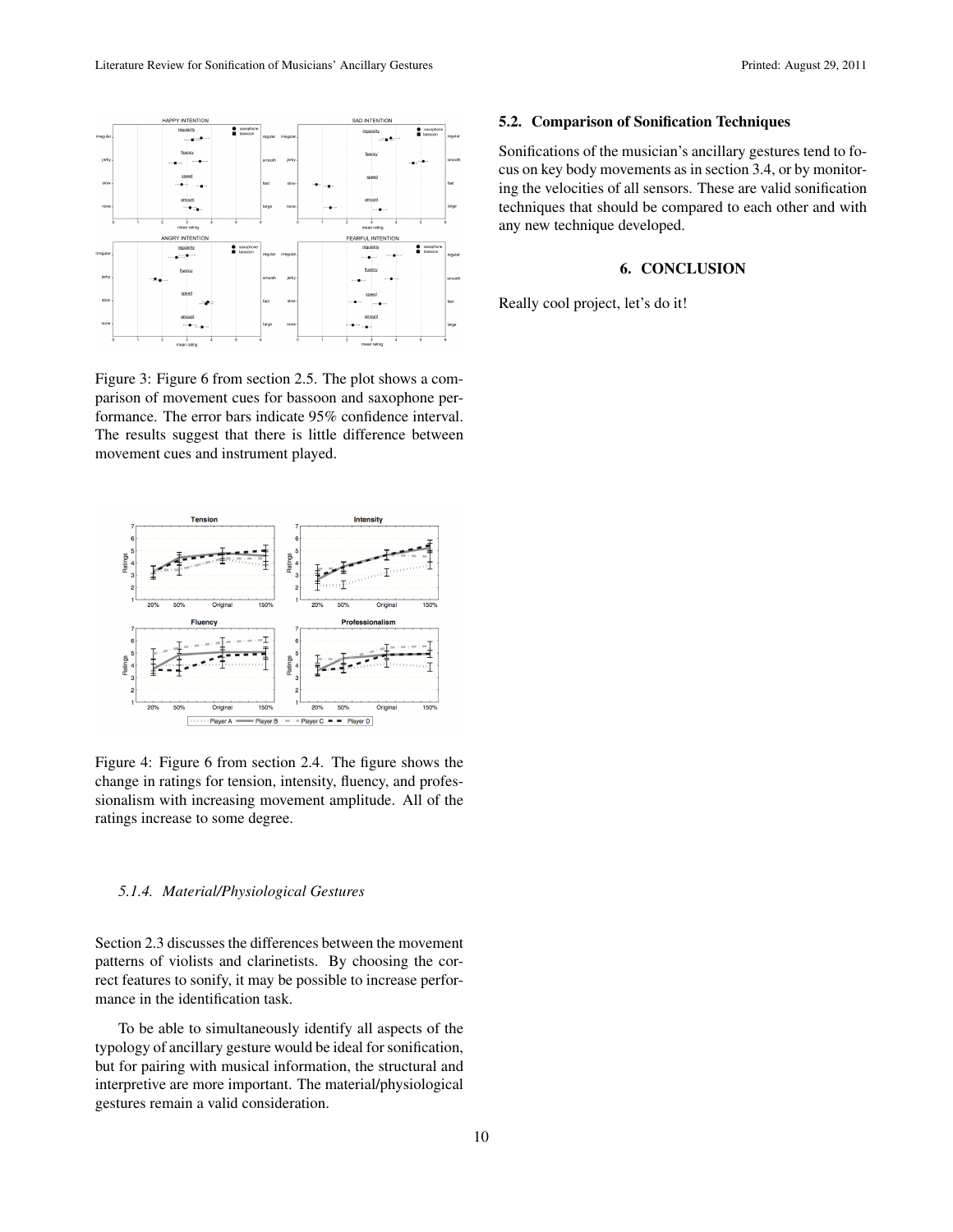HAPPY INTENTION

regularity
fluency
speed
amount

irregular
jerky
slow
none

regular
smooth
fast
large

saxophone
bassoon

0 1 2 3 4 5 6
mean rating

SAD INTENTION

regularity
fluency
speed
amount

irregular
jerky
slow
none

regular
smooth
fast
large

saxophone
bassoon

0 1 2 3 4 5 6
mean rating

ANGRY INTENTION

regularity
fluency
speed
amount

irregular
jerky
slow
none

regular
smooth
fast
large

saxophone
bassoon

0 1 2 3 4 5 6
mean rating

FEARFUL INTENTION

regularity
fluency
speed
amount

irregular
jerky
slow
none

regular
smooth
fast
large

saxophone
bassoon

0 1 2 3 4 5 6
mean rating

Figure 3: Figure 6 from section 2.5. The plot shows a comparison of movement cues for bassoon and saxophone performance. The error bars indicate 95% confidence interval. The results suggest that there is little difference between movement cues and instrument played.

Tension

Intensity

Fluency

Professionalism

Ratings

1 2 3 4 5 6 7

20% 50% Original 150%

Player A Player B Player C Player D

Figure 4: Figure 6 from section 2.4. The figure shows the change in ratings for tension, intensity, fluency, and professionalism with increasing movement amplitude. All of the ratings increase to some degree.

#### *5.1.4. Material/Physiological Gestures*

Section 2.3 discusses the differences between the movement patterns of violists and clarinetists. By choosing the correct features to sonify, it may be possible to increase performance in the identification task.

To be able to simultaneously identify all aspects of the typology of ancillary gesture would be ideal for sonification, but for pairing with musical information, the structural and interpretive are more important. The material/physiological gestures remain a valid consideration.

### 5.2. Comparison of Sonification Techniques

Sonifications of the musician's ancillary gestures tend to focus on key body movements as in section 3.4, or by monitoring the velocities of all sensors. These are valid sonification techniques that should be compared to each other and with any new technique developed.

## 6. CONCLUSION

Really cool project, let's do it!